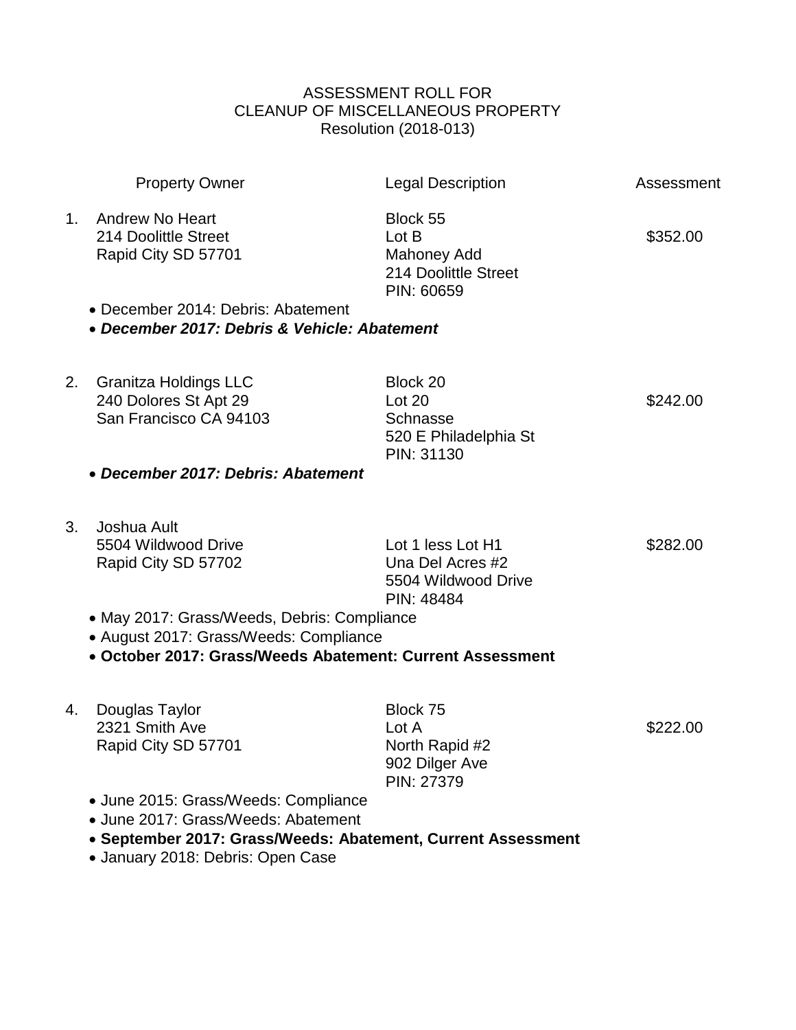ASSESSMENT ROLL FOR
CLEANUP OF MISCELLANEOUS PROPERTY
Resolution (2018-013)

| | Property Owner | Legal Description | Assessment |
|---|---|---|---|
| 1. | Andrew No Heart<br>214 Doolittle Street<br>Rapid City SD 57701 | Block 55<br>Lot B<br>Mahoney Add<br>214 Doolittle Street<br>PIN: 60659 | $352.00 |

- December 2014: Debris: Abatement
- ***December 2017: Debris & Vehicle: Abatement***

| | Property Owner | Legal Description | Assessment |
|---|---|---|---|
| 2. | Granitza Holdings LLC<br>240 Dolores St Apt 29<br>San Francisco CA 94103 | Block 20<br>Lot 20<br>Schnasse<br>520 E Philadelphia St<br>PIN: 31130 | $242.00 |

- ***December 2017: Debris: Abatement***

| | Property Owner | Legal Description | Assessment |
|---|---|---|---|
| 3. | Joshua Ault<br>5504 Wildwood Drive<br>Rapid City SD 57702 | Lot 1 less Lot H1<br>Una Del Acres #2<br>5504 Wildwood Drive<br>PIN: 48484 | $282.00 |

- May 2017: Grass/Weeds, Debris: Compliance
- August 2017: Grass/Weeds: Compliance
- **October 2017: Grass/Weeds Abatement: Current Assessment**

| | Property Owner | Legal Description | Assessment |
|---|---|---|---|
| 4. | Douglas Taylor<br>2321 Smith Ave<br>Rapid City SD 57701 | Block 75<br>Lot A<br>North Rapid #2<br>902 Dilger Ave<br>PIN: 27379 | $222.00 |

- June 2015: Grass/Weeds: Compliance
- June 2017: Grass/Weeds: Abatement
- **September 2017: Grass/Weeds: Abatement, Current Assessment**
- January 2018: Debris: Open Case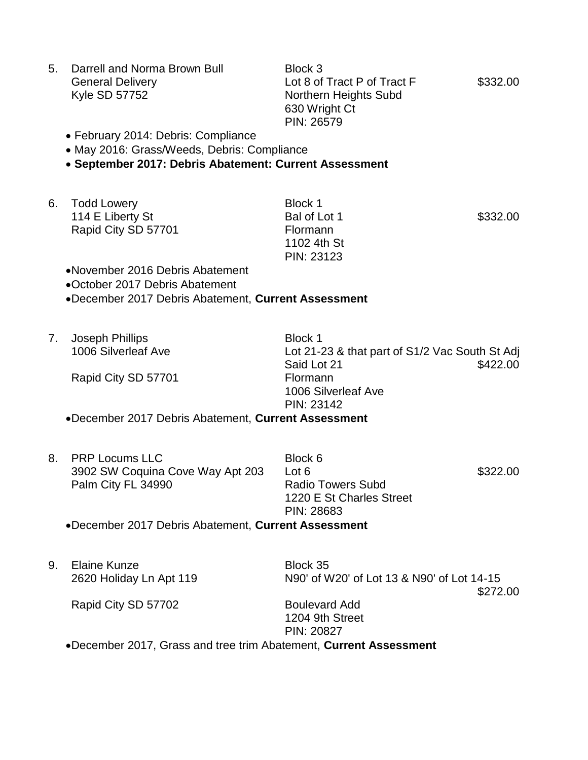5. Darrell and Norma Brown Bull
   General Delivery
   Kyle SD 57752

   Block 3
   Lot 8 of Tract P of Tract F
   Northern Heights Subd
   630 Wright Ct
   PIN: 26579

   $332.00

   - February 2014: Debris: Compliance
   - May 2016: Grass/Weeds, Debris: Compliance
   - **September 2017: Debris Abatement: Current Assessment**

6. Todd Lowery
   114 E Liberty St
   Rapid City SD 57701

   Block 1
   Bal of Lot 1
   Flormann
   1102 4th St
   PIN: 23123

   $332.00

   - November 2016 Debris Abatement
   - October 2017 Debris Abatement
   - December 2017 Debris Abatement, **Current Assessment**

7. Joseph Phillips
   1006 Silverleaf Ave
   Rapid City SD 57701

   Block 1
   Lot 21-23 & that part of S1/2 Vac South St Adj Said Lot 21
   Flormann
   1006 Silverleaf Ave
   PIN: 23142

   $422.00

   - December 2017 Debris Abatement, **Current Assessment**

8. PRP Locums LLC
   3902 SW Coquina Cove Way Apt 203
   Palm City FL 34990

   Block 6
   Lot 6
   Radio Towers Subd
   1220 E St Charles Street
   PIN: 28683

   $322.00

   - December 2017 Debris Abatement, **Current Assessment**

9. Elaine Kunze
   2620 Holiday Ln Apt 119
   Rapid City SD 57702

   Block 35
   N90' of W20' of Lot 13 & N90' of Lot 14-15
   Boulevard Add
   1204 9th Street
   PIN: 20827

   $272.00

   - December 2017, Grass and tree trim Abatement, **Current Assessment**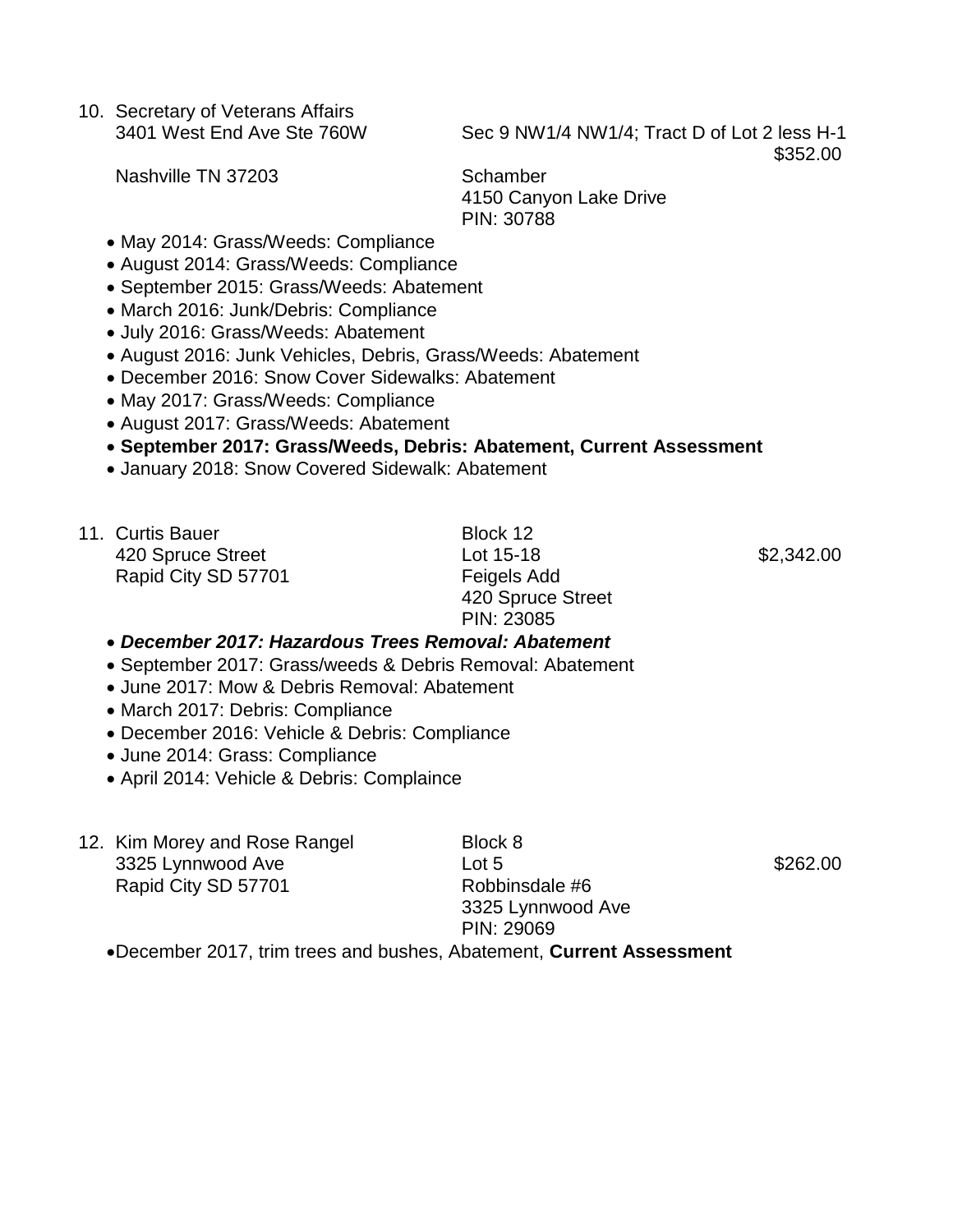10. Secretary of Veterans Affairs
    3401 West End Ave Ste 760W
    Nashville TN 37203

    Sec 9 NW1/4 NW1/4; Tract D of Lot 2 less H-1
    Schamber
    4150 Canyon Lake Drive
    PIN: 30788

    $352.00

    - May 2014: Grass/Weeds: Compliance
    - August 2014: Grass/Weeds: Compliance
    - September 2015: Grass/Weeds: Abatement
    - March 2016: Junk/Debris: Compliance
    - July 2016: Grass/Weeds: Abatement
    - August 2016: Junk Vehicles, Debris, Grass/Weeds: Abatement
    - December 2016: Snow Cover Sidewalks: Abatement
    - May 2017: Grass/Weeds: Compliance
    - August 2017: Grass/Weeds: Abatement
    - **September 2017: Grass/Weeds, Debris: Abatement, Current Assessment**
    - January 2018: Snow Covered Sidewalk: Abatement

11. Curtis Bauer
    420 Spruce Street
    Rapid City SD 57701

    Block 12
    Lot 15-18
    Feigels Add
    420 Spruce Street
    PIN: 23085

    $2,342.00

    - ***December 2017: Hazardous Trees Removal: Abatement***
    - September 2017: Grass/weeds & Debris Removal: Abatement
    - June 2017: Mow & Debris Removal: Abatement
    - March 2017: Debris: Compliance
    - December 2016: Vehicle & Debris: Compliance
    - June 2014: Grass: Compliance
    - April 2014: Vehicle & Debris: Complaince

12. Kim Morey and Rose Rangel
    3325 Lynnwood Ave
    Rapid City SD 57701

    Block 8
    Lot 5
    Robbinsdale #6
    3325 Lynnwood Ave
    PIN: 29069

    $262.00

    - December 2017, trim trees and bushes, Abatement, **Current Assessment**